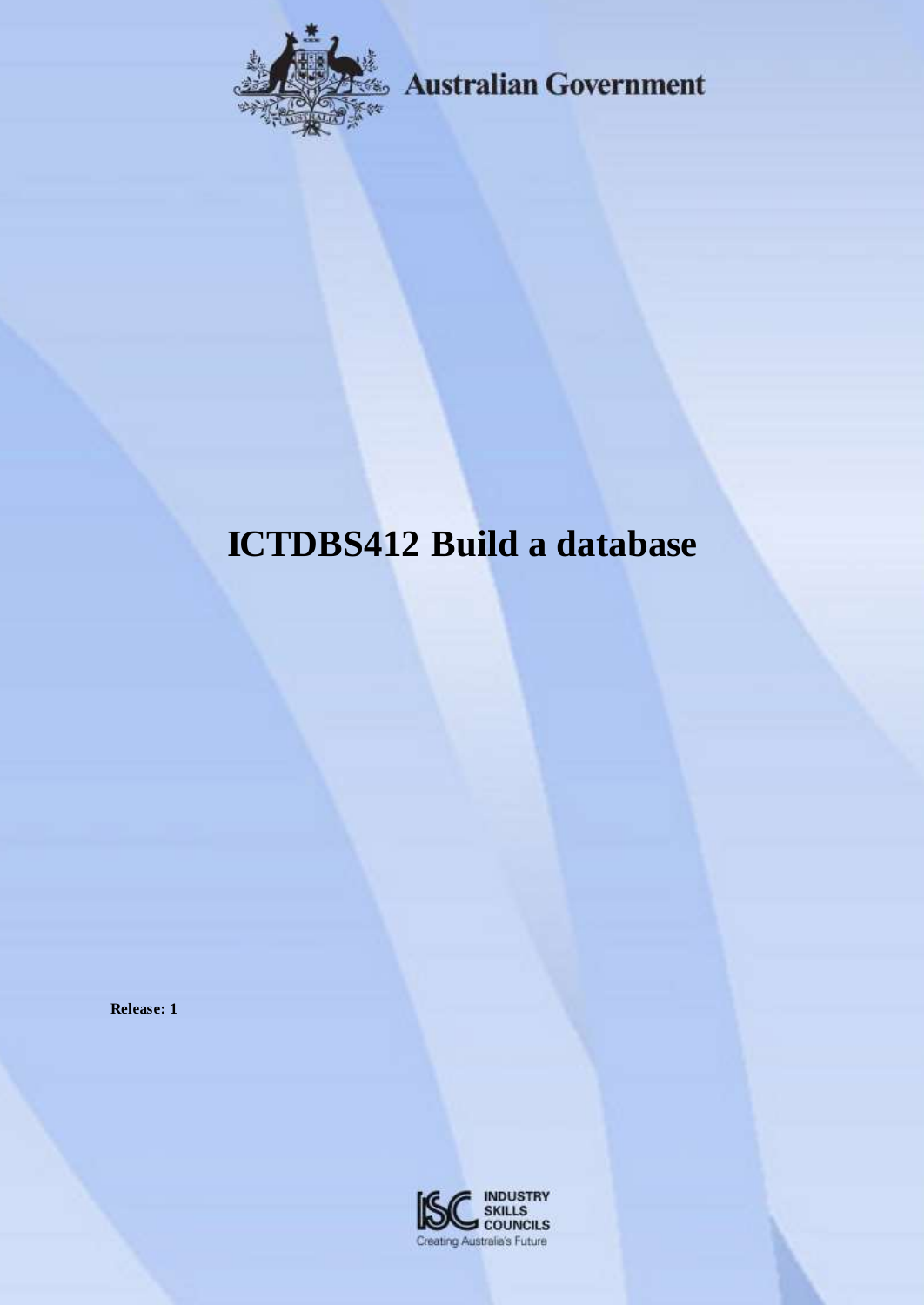Australian Government

# ICTDBS412 Build a database

**Release: 1**

INDUSTRY SKILLS COUNCILS

Creating Australia's Future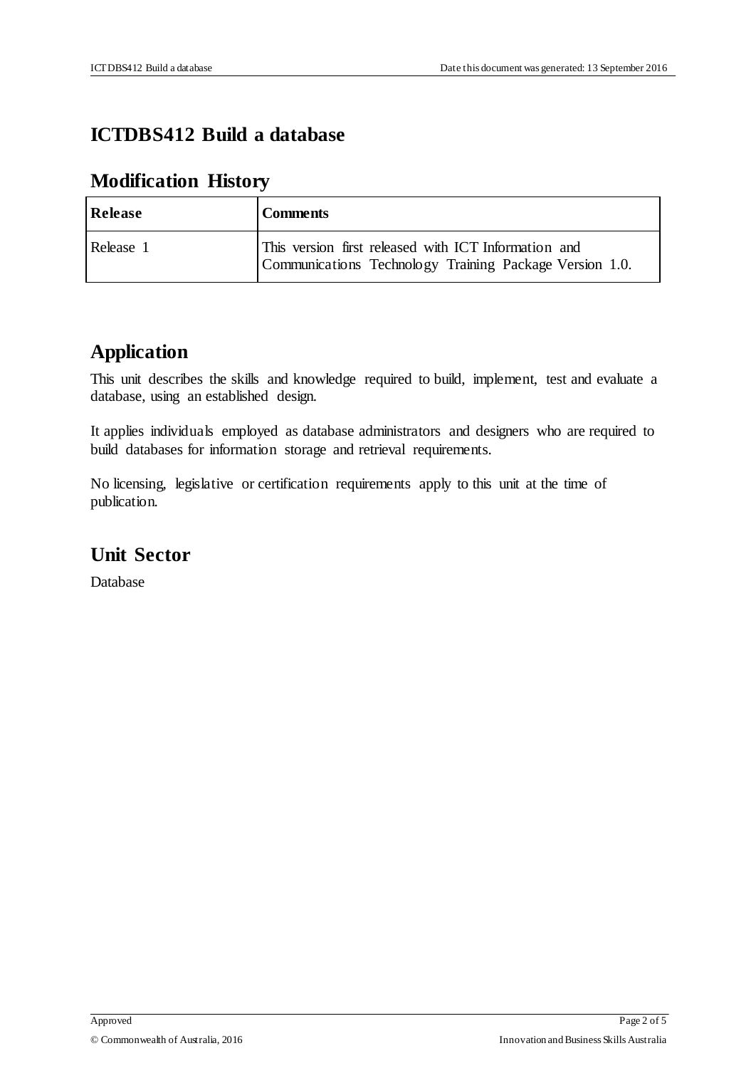# ICTDBS412 Build a database

## Modification History

| Release | Comments |
| --- | --- |
| Release 1 | This version first released with ICT Information and Communications Technology Training Package Version 1.0. |

## Application

This unit describes the skills and knowledge required to build, implement, test and evaluate a database, using an established design.

It applies individuals employed as database administrators and designers who are required to build databases for information storage and retrieval requirements.

No licensing, legislative or certification requirements apply to this unit at the time of publication.

## Unit Sector

Database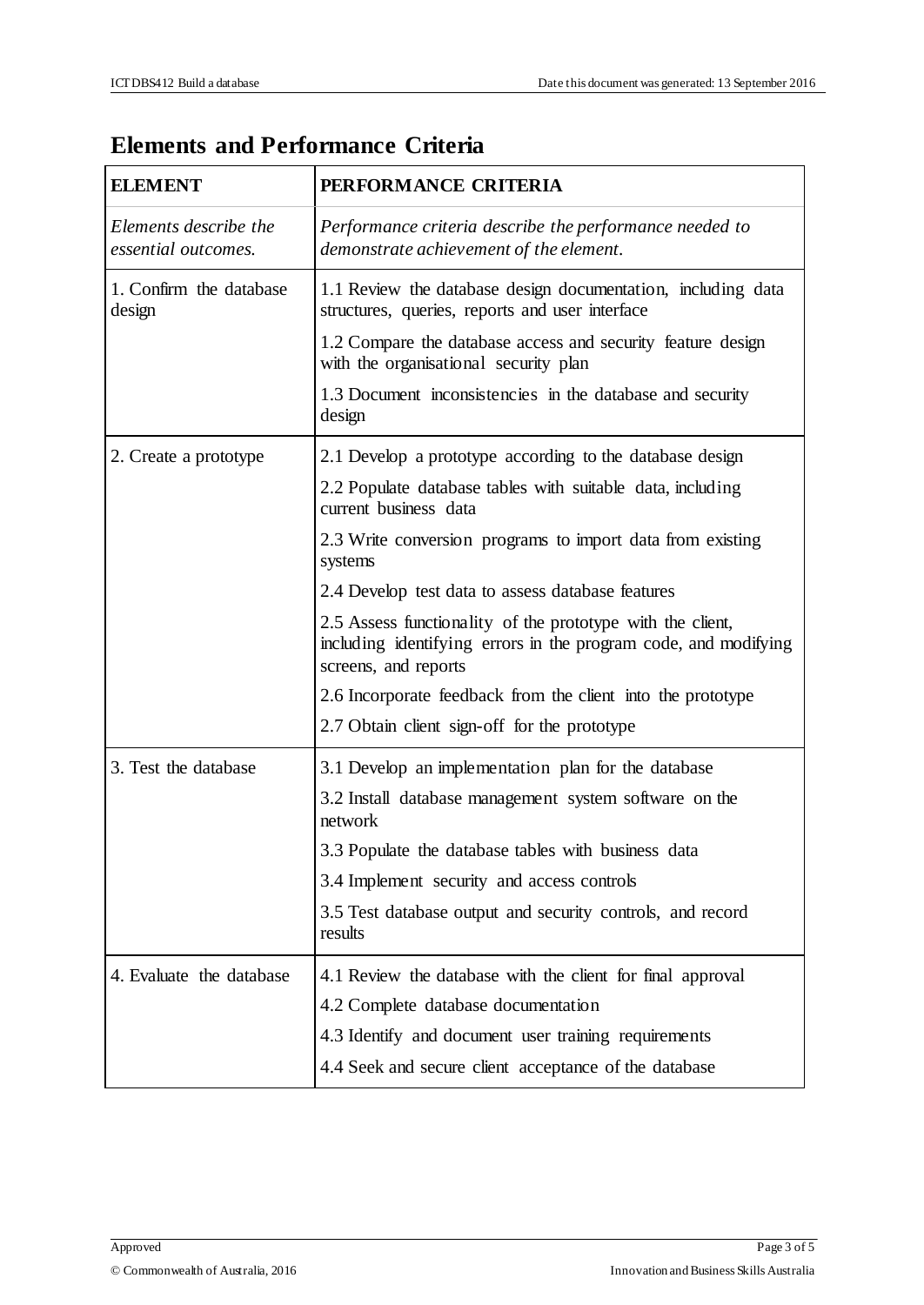## Elements and Performance Criteria

| ELEMENT | PERFORMANCE CRITERIA |
|---|---|
| *Elements describe the essential outcomes.* | *Performance criteria describe the performance needed to demonstrate achievement of the element.* |
| 1. Confirm the database design | 1.1 Review the database design documentation, including data structures, queries, reports and user interface |
| | 1.2 Compare the database access and security feature design with the organisational security plan |
| | 1.3 Document inconsistencies in the database and security design |
| 2. Create a prototype | 2.1 Develop a prototype according to the database design |
| | 2.2 Populate database tables with suitable data, including current business data |
| | 2.3 Write conversion programs to import data from existing systems |
| | 2.4 Develop test data to assess database features |
| | 2.5 Assess functionality of the prototype with the client, including identifying errors in the program code, and modifying screens, and reports |
| | 2.6 Incorporate feedback from the client into the prototype |
| | 2.7 Obtain client sign-off for the prototype |
| 3. Test the database | 3.1 Develop an implementation plan for the database |
| | 3.2 Install database management system software on the network |
| | 3.3 Populate the database tables with business data |
| | 3.4 Implement security and access controls |
| | 3.5 Test database output and security controls, and record results |
| 4. Evaluate the database | 4.1 Review the database with the client for final approval |
| | 4.2 Complete database documentation |
| | 4.3 Identify and document user training requirements |
| | 4.4 Seek and secure client acceptance of the database |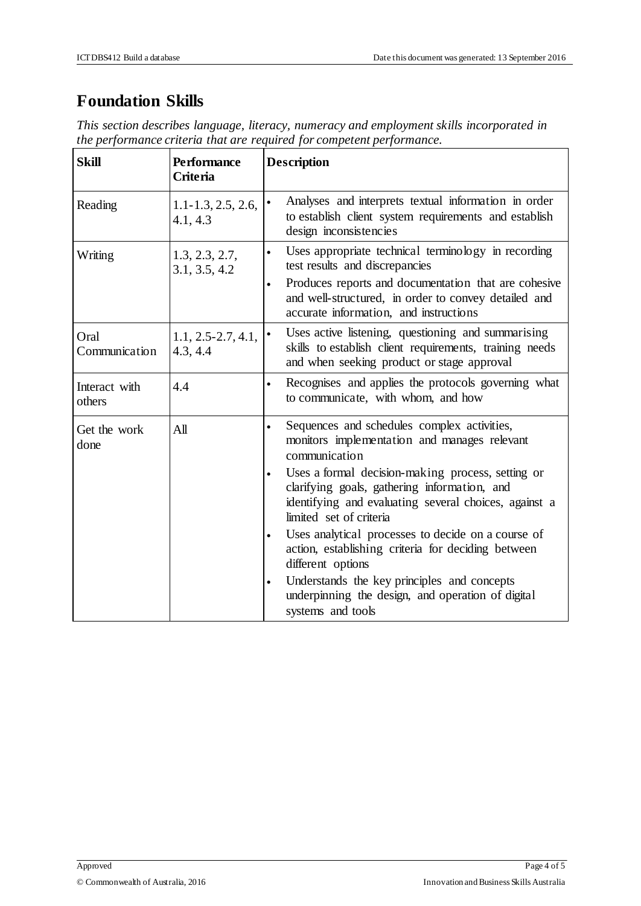## Foundation Skills

*This section describes language, literacy, numeracy and employment skills incorporated in the performance criteria that are required for competent performance.*

| Skill | Performance Criteria | Description |
|---|---|---|
| Reading | 1.1-1.3, 2.5, 2.6, 4.1, 4.3 | • Analyses and interprets textual information in order to establish client system requirements and establish design inconsistencies |
| Writing | 1.3, 2.3, 2.7, 3.1, 3.5, 4.2 | • Uses appropriate technical terminology in recording test results and discrepancies<br>• Produces reports and documentation that are cohesive and well-structured, in order to convey detailed and accurate information, and instructions |
| Oral Communication | 1.1, 2.5-2.7, 4.1, 4.3, 4.4 | • Uses active listening, questioning and summarising skills to establish client requirements, training needs and when seeking product or stage approval |
| Interact with others | 4.4 | • Recognises and applies the protocols governing what to communicate, with whom, and how |
| Get the work done | All | • Sequences and schedules complex activities, monitors implementation and manages relevant communication<br>• Uses a formal decision-making process, setting or clarifying goals, gathering information, and identifying and evaluating several choices, against a limited set of criteria<br>• Uses analytical processes to decide on a course of action, establishing criteria for deciding between different options<br>• Understands the key principles and concepts underpinning the design, and operation of digital systems and tools |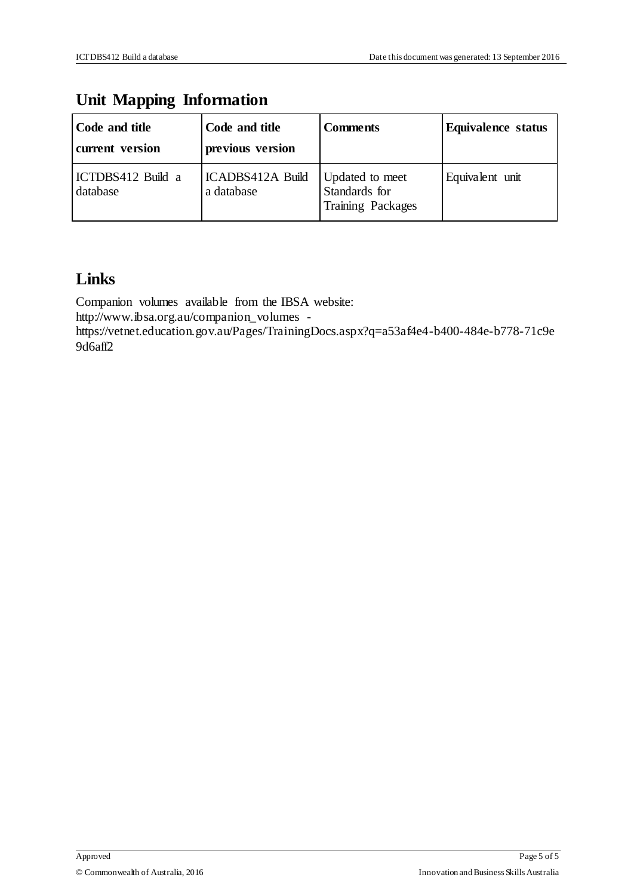## Unit Mapping Information

| Code and title current version | Code and title previous version | Comments | Equivalence status |
| --- | --- | --- | --- |
| ICTDBS412 Build a database | ICADBS412A Build a database | Updated to meet Standards for Training Packages | Equivalent unit |

## Links

Companion volumes available from the IBSA website: http://www.ibsa.org.au/companion_volumes - https://vetnet.education.gov.au/Pages/TrainingDocs.aspx?q=a53af4e4-b400-484e-b778-71c9e9d6aff2